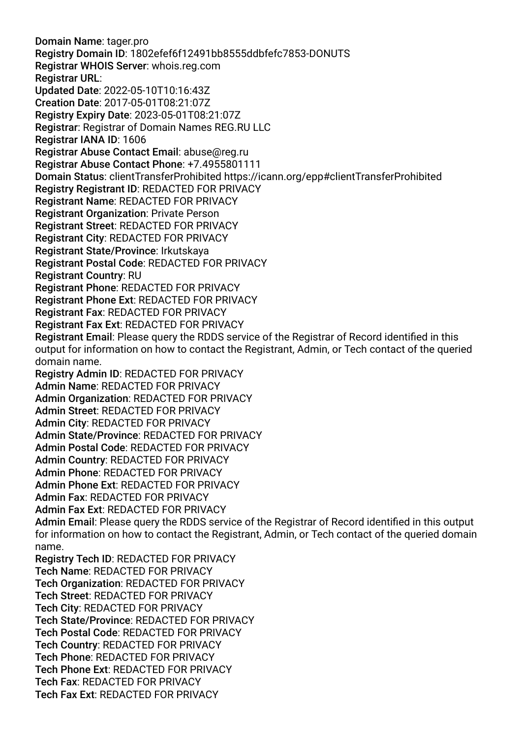**Domain Name**: tager.pro
**Registry Domain ID**: 1802efef6f12491bb8555ddbfefc7853-DONUTS
**Registrar WHOIS Server**: whois.reg.com
**Registrar URL**:
**Updated Date**: 2022-05-10T10:16:43Z
**Creation Date**: 2017-05-01T08:21:07Z
**Registry Expiry Date**: 2023-05-01T08:21:07Z
**Registrar**: Registrar of Domain Names REG.RU LLC
**Registrar IANA ID**: 1606
**Registrar Abuse Contact Email**: abuse@reg.ru
**Registrar Abuse Contact Phone**: +7.4955801111
**Domain Status**: clientTransferProhibited https://icann.org/epp#clientTransferProhibited
**Registry Registrant ID**: REDACTED FOR PRIVACY
**Registrant Name**: REDACTED FOR PRIVACY
**Registrant Organization**: Private Person
**Registrant Street**: REDACTED FOR PRIVACY
**Registrant City**: REDACTED FOR PRIVACY
**Registrant State/Province**: Irkutskaya
**Registrant Postal Code**: REDACTED FOR PRIVACY
**Registrant Country**: RU
**Registrant Phone**: REDACTED FOR PRIVACY
**Registrant Phone Ext**: REDACTED FOR PRIVACY
**Registrant Fax**: REDACTED FOR PRIVACY
**Registrant Fax Ext**: REDACTED FOR PRIVACY
**Registrant Email**: Please query the RDDS service of the Registrar of Record identified in this output for information on how to contact the Registrant, Admin, or Tech contact of the queried domain name.
**Registry Admin ID**: REDACTED FOR PRIVACY
**Admin Name**: REDACTED FOR PRIVACY
**Admin Organization**: REDACTED FOR PRIVACY
**Admin Street**: REDACTED FOR PRIVACY
**Admin City**: REDACTED FOR PRIVACY
**Admin State/Province**: REDACTED FOR PRIVACY
**Admin Postal Code**: REDACTED FOR PRIVACY
**Admin Country**: REDACTED FOR PRIVACY
**Admin Phone**: REDACTED FOR PRIVACY
**Admin Phone Ext**: REDACTED FOR PRIVACY
**Admin Fax**: REDACTED FOR PRIVACY
**Admin Fax Ext**: REDACTED FOR PRIVACY
**Admin Email**: Please query the RDDS service of the Registrar of Record identified in this output for information on how to contact the Registrant, Admin, or Tech contact of the queried domain name.
**Registry Tech ID**: REDACTED FOR PRIVACY
**Tech Name**: REDACTED FOR PRIVACY
**Tech Organization**: REDACTED FOR PRIVACY
**Tech Street**: REDACTED FOR PRIVACY
**Tech City**: REDACTED FOR PRIVACY
**Tech State/Province**: REDACTED FOR PRIVACY
**Tech Postal Code**: REDACTED FOR PRIVACY
**Tech Country**: REDACTED FOR PRIVACY
**Tech Phone**: REDACTED FOR PRIVACY
**Tech Phone Ext**: REDACTED FOR PRIVACY
**Tech Fax**: REDACTED FOR PRIVACY
**Tech Fax Ext**: REDACTED FOR PRIVACY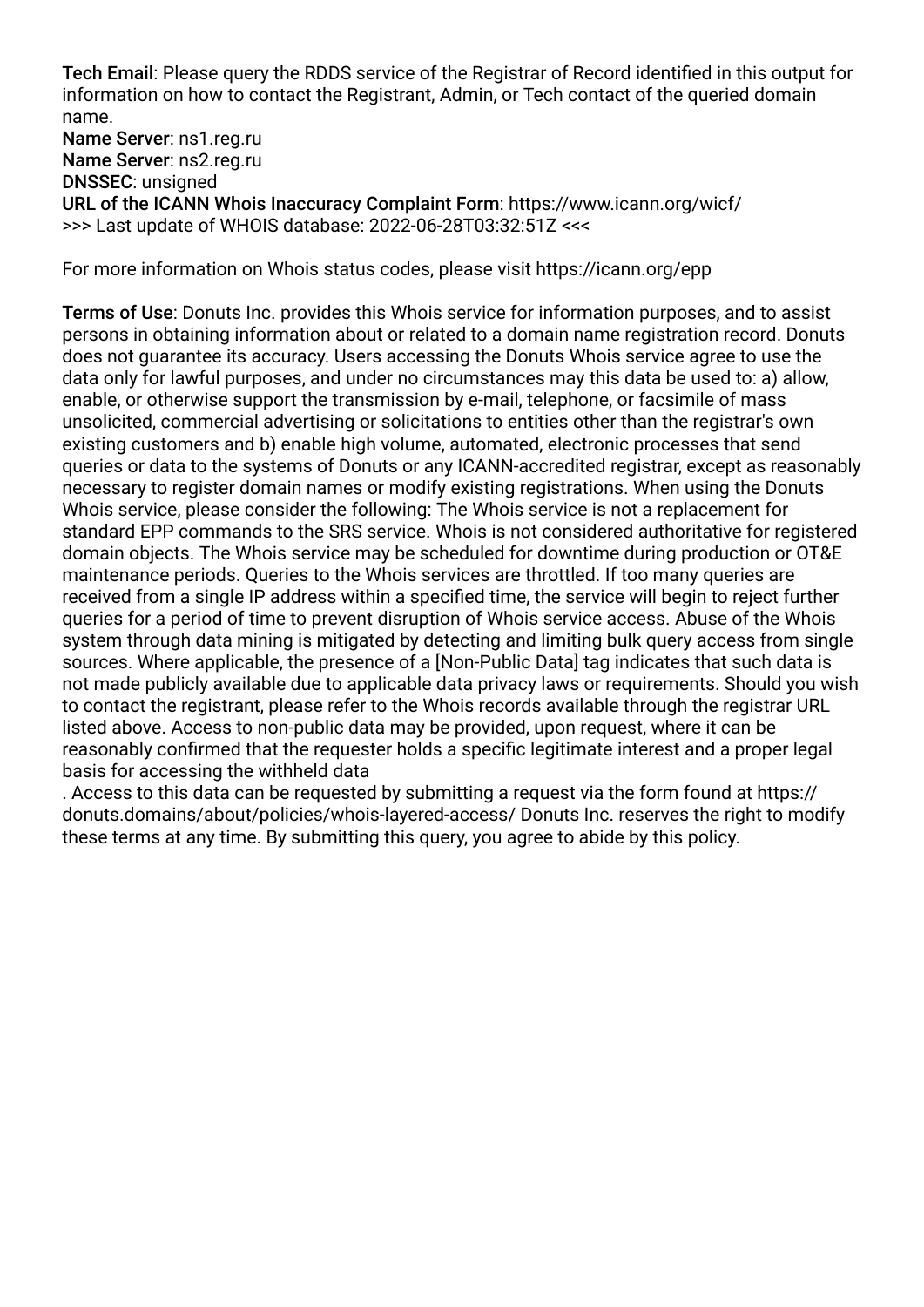**Tech Email**: Please query the RDDS service of the Registrar of Record identified in this output for information on how to contact the Registrant, Admin, or Tech contact of the queried domain name.
**Name Server**: ns1.reg.ru
**Name Server**: ns2.reg.ru
**DNSSEC**: unsigned
**URL of the ICANN Whois Inaccuracy Complaint Form**: https://www.icann.org/wicf/
>>> Last update of WHOIS database: 2022-06-28T03:32:51Z <<<

For more information on Whois status codes, please visit https://icann.org/epp

**Terms of Use**: Donuts Inc. provides this Whois service for information purposes, and to assist persons in obtaining information about or related to a domain name registration record. Donuts does not guarantee its accuracy. Users accessing the Donuts Whois service agree to use the data only for lawful purposes, and under no circumstances may this data be used to: a) allow, enable, or otherwise support the transmission by e-mail, telephone, or facsimile of mass unsolicited, commercial advertising or solicitations to entities other than the registrar's own existing customers and b) enable high volume, automated, electronic processes that send queries or data to the systems of Donuts or any ICANN-accredited registrar, except as reasonably necessary to register domain names or modify existing registrations. When using the Donuts Whois service, please consider the following: The Whois service is not a replacement for standard EPP commands to the SRS service. Whois is not considered authoritative for registered domain objects. The Whois service may be scheduled for downtime during production or OT&E maintenance periods. Queries to the Whois services are throttled. If too many queries are received from a single IP address within a specified time, the service will begin to reject further queries for a period of time to prevent disruption of Whois service access. Abuse of the Whois system through data mining is mitigated by detecting and limiting bulk query access from single sources. Where applicable, the presence of a [Non-Public Data] tag indicates that such data is not made publicly available due to applicable data privacy laws or requirements. Should you wish to contact the registrant, please refer to the Whois records available through the registrar URL listed above. Access to non-public data may be provided, upon request, where it can be reasonably confirmed that the requester holds a specific legitimate interest and a proper legal basis for accessing the withheld data
. Access to this data can be requested by submitting a request via the form found at https://donuts.domains/about/policies/whois-layered-access/ Donuts Inc. reserves the right to modify these terms at any time. By submitting this query, you agree to abide by this policy.